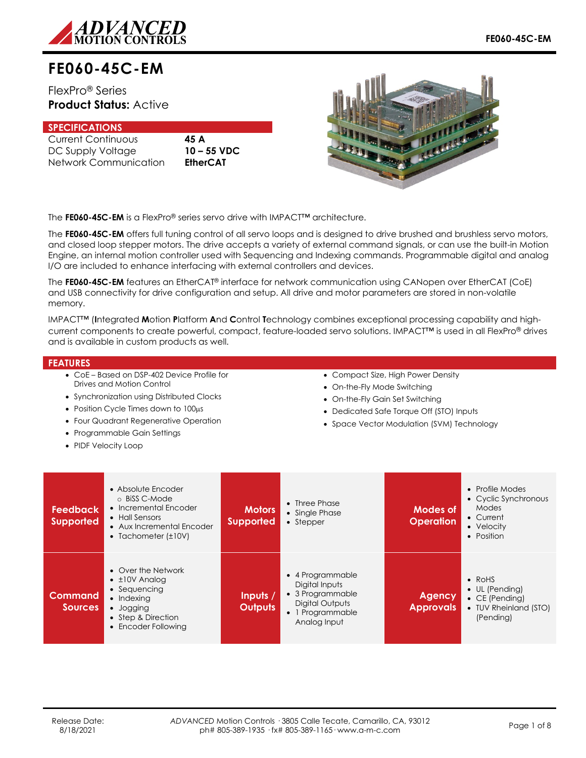# FE060-45C-EM

FlexPro® Series
**Product Status:** Active

## SPECIFICATIONS

| | |
|---|---|
| Current Continuous | **45 A** |
| DC Supply Voltage | **10 – 55 VDC** |
| Network Communication | **EtherCAT** |

The **FE060-45C-EM** is a FlexPro® series servo drive with IMPACT™ architecture.

The **FE060-45C-EM** offers full tuning control of all servo loops and is designed to drive brushed and brushless servo motors, and closed loop stepper motors. The drive accepts a variety of external command signals, or can use the built-in Motion Engine, an internal motion controller used with Sequencing and Indexing commands. Programmable digital and analog I/O are included to enhance interfacing with external controllers and devices.

The **FE060-45C-EM** features an EtherCAT® interface for network communication using CANopen over EtherCAT (CoE) and USB connectivity for drive configuration and setup. All drive and motor parameters are stored in non-volatile memory.

IMPACT™ (**I**ntegrated **M**otion **P**latform **A**nd **C**ontrol **T**echnology combines exceptional processing capability and high-current components to create powerful, compact, feature-loaded servo solutions. IMPACT™ is used in all FlexPro® drives and is available in custom products as well.

## FEATURES

- CoE – Based on DSP-402 Device Profile for Drives and Motion Control
- Synchronization using Distributed Clocks
- Position Cycle Times down to 100µs
- Four Quadrant Regenerative Operation
- Programmable Gain Settings
- PIDF Velocity Loop
- Compact Size, High Power Density
- On-the-Fly Mode Switching
- On-the-Fly Gain Set Switching
- Dedicated Safe Torque Off (STO) Inputs
- Space Vector Modulation (SVM) Technology

| **Feedback Supported** | **Motors Supported** | **Modes of Operation** |
|---|---|---|
| • Absolute Encoder<br>  ○ BiSS C-Mode<br>• Incremental Encoder<br>• Hall Sensors<br>• Aux Incremental Encoder<br>• Tachometer (±10V) | • Three Phase<br>• Single Phase<br>• Stepper | • Profile Modes<br>• Cyclic Synchronous Modes<br>• Current<br>• Velocity<br>• Position |

| **Command Sources** | **Inputs / Outputs** | **Agency Approvals** |
|---|---|---|
| • Over the Network<br>• ±10V Analog<br>• Sequencing<br>• Indexing<br>• Jogging<br>• Step & Direction<br>• Encoder Following | • 4 Programmable Digital Inputs<br>• 3 Programmable Digital Outputs<br>• 1 Programmable Analog Input | • RoHS<br>• UL (Pending)<br>• CE (Pending)<br>• TUV Rheinland (STO) (Pending) |

Release Date: 8/18/2021

*ADVANCED* Motion Controls · 3805 Calle Tecate, Camarillo, CA, 93012
ph# 805-389-1935 · fx# 805-389-1165 · www.a-m-c.com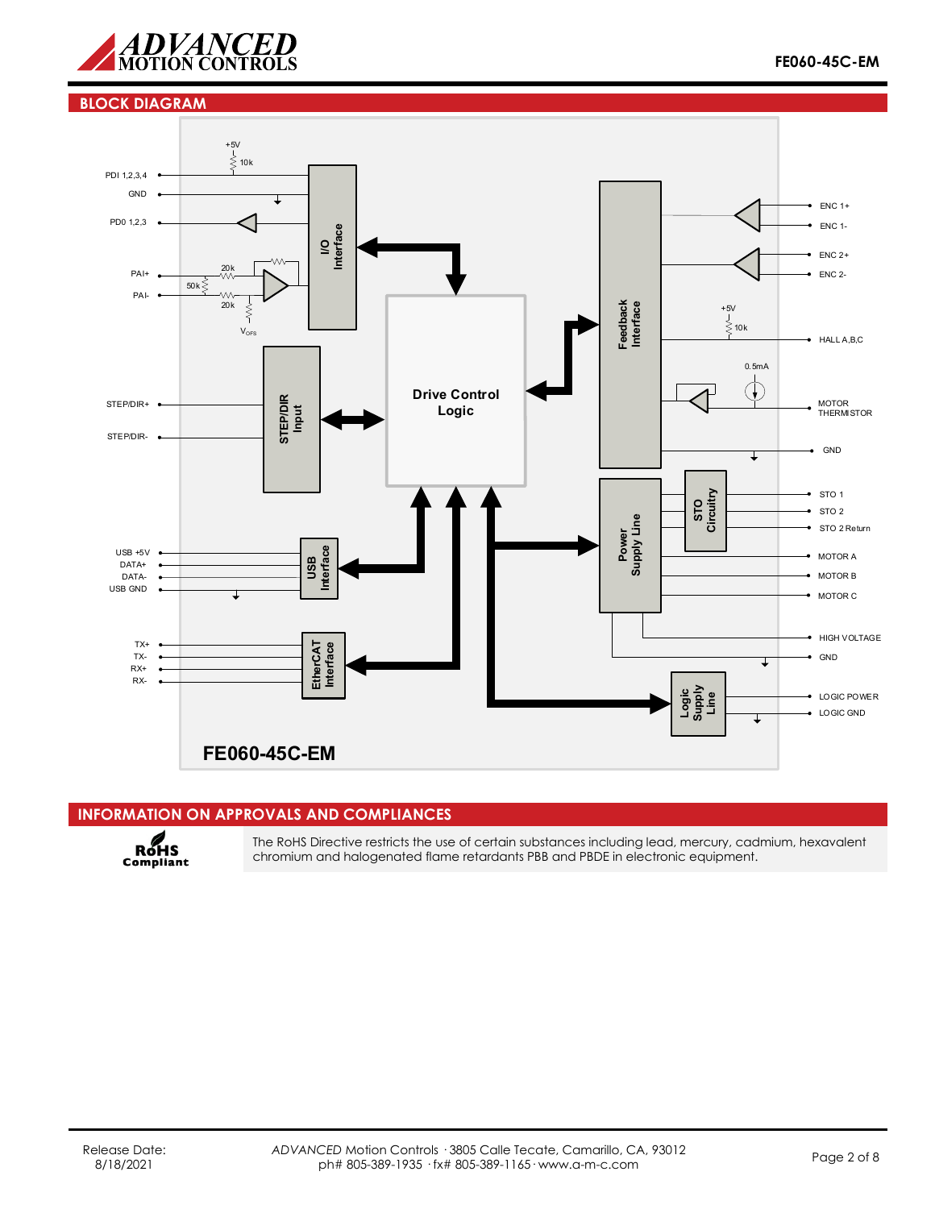## BLOCK DIAGRAM

PDI 1,2,3,4
GND
PD0 1,2,3
PAI+
PAI-
+5V
10k
20k
50k
20k
$V_{OFS}$

I/O Interface

STEP/DIR+
STEP/DIR-

STEP/DIR Input

Drive Control Logic

USB +5V
DATA+
DATA-
USB GND

USB Interface

TX+
TX-
RX+
RX-

EtherCAT Interface

Feedback Interface

ENC 1+
ENC 1-
ENC 2+
ENC 2-
+5V
10k
HALL A,B,C
0.5mA
MOTOR THERMISTOR
GND

Power Supply Line

STO Circuitry

STO 1
STO 2
STO 2 Return
MOTOR A
MOTOR B
MOTOR C
HIGH VOLTAGE
GND

Logic Supply Line

LOGIC POWER
LOGIC GND

FE060-45C-EM

## INFORMATION ON APPROVALS AND COMPLIANCES

RoHS Compliant

The RoHS Directive restricts the use of certain substances including lead, mercury, cadmium, hexavalent chromium and halogenated flame retardants PBB and PBDE in electronic equipment.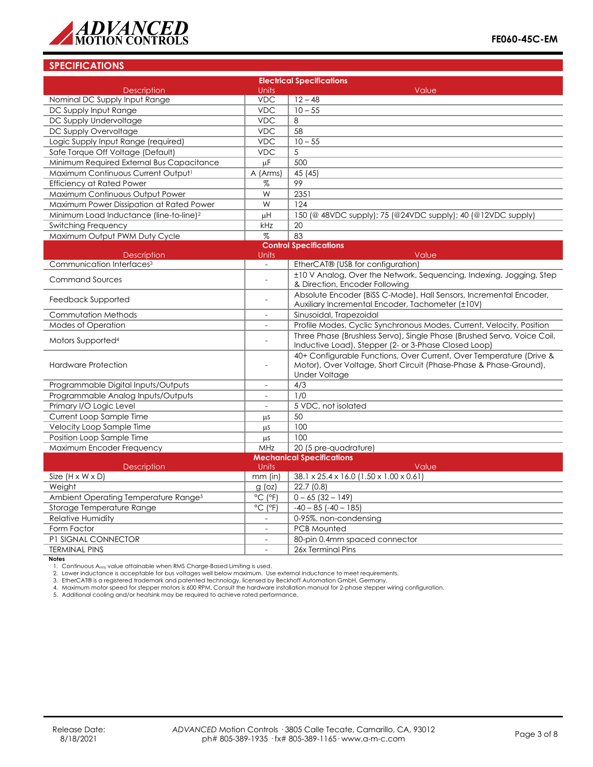## SPECIFICATIONS

| Electrical Specifications | | |
|---|---|---|
| **Description** | **Units** | **Value** |
| Nominal DC Supply Input Range | VDC | 12 – 48 |
| DC Supply Input Range | VDC | 10 – 55 |
| DC Supply Undervoltage | VDC | 8 |
| DC Supply Overvoltage | VDC | 58 |
| Logic Supply Input Range (required) | VDC | 10 – 55 |
| Safe Torque Off Voltage (Default) | VDC | 5 |
| Minimum Required External Bus Capacitance | μF | 500 |
| Maximum Continuous Current Output[1] | A (Arms) | 45 (45) |
| Efficiency at Rated Power | % | 99 |
| Maximum Continuous Output Power | W | 2351 |
| Maximum Power Dissipation at Rated Power | W | 124 |
| Minimum Load Inductance (line-to-line)[2] | μH | 150 (@ 48VDC supply); 75 (@24VDC supply); 40 (@12VDC supply) |
| Switching Frequency | kHz | 20 |
| Maximum Output PWM Duty Cycle | % | 83 |

| Control Specifications | | |
|---|---|---|
| **Description** | **Units** | **Value** |
| Communication Interfaces[3] | - | EtherCAT® (USB for configuration) |
| Command Sources | - | ±10 V Analog, Over the Network, Sequencing, Indexing, Jogging, Step & Direction, Encoder Following |
| Feedback Supported | - | Absolute Encoder (BiSS C-Mode), Hall Sensors, Incremental Encoder, Auxiliary Incremental Encoder, Tachometer (±10V) |
| Commutation Methods | - | Sinusoidal, Trapezoidal |
| Modes of Operation | - | Profile Modes, Cyclic Synchronous Modes, Current, Velocity, Position |
| Motors Supported[4] | - | Three Phase (Brushless Servo), Single Phase (Brushed Servo, Voice Coil, Inductive Load), Stepper (2- or 3-Phase Closed Loop) |
| Hardware Protection | - | 40+ Configurable Functions, Over Current, Over Temperature (Drive & Motor), Over Voltage, Short Circuit (Phase-Phase & Phase-Ground), Under Voltage |
| Programmable Digital Inputs/Outputs | - | 4/3 |
| Programmable Analog Inputs/Outputs | - | 1/0 |
| Primary I/O Logic Level | - | 5 VDC, not isolated |
| Current Loop Sample Time | μs | 50 |
| Velocity Loop Sample Time | μs | 100 |
| Position Loop Sample Time | μs | 100 |
| Maximum Encoder Frequency | MHz | 20 (5 pre-quadrature) |

| Mechanical Specifications | | |
|---|---|---|
| **Description** | **Units** | **Value** |
| Size (H x W x D) | mm (in) | 38.1 x 25.4 x 16.0 (1.50 x 1.00 x 0.61) |
| Weight | g (oz) | 22.7 (0.8) |
| Ambient Operating Temperature Range[5] | °C (°F) | 0 – 65 (32 – 149) |
| Storage Temperature Range | °C (°F) | -40 – 85 (-40 – 185) |
| Relative Humidity | - | 0-95%, non-condensing |
| Form Factor | - | PCB Mounted |
| P1 SIGNAL CONNECTOR | - | 80-pin 0.4mm spaced connector |
| TERMINAL PINS | - | 26x Terminal Pins |

**Notes**

1. Continuous $A_{rms}$ value attainable when RMS Charge-Based Limiting is used.
2. Lower inductance is acceptable for bus voltages well below maximum. Use external inductance to meet requirements.
3. EtherCAT® is a registered trademark and patented technology, licensed by Beckhoff Automation GmbH, Germany.
4. Maximum motor speed for stepper motors is 600 RPM. Consult the hardware installation manual for 2-phase stepper wiring configuration.
5. Additional cooling and/or heatsink may be required to achieve rated performance.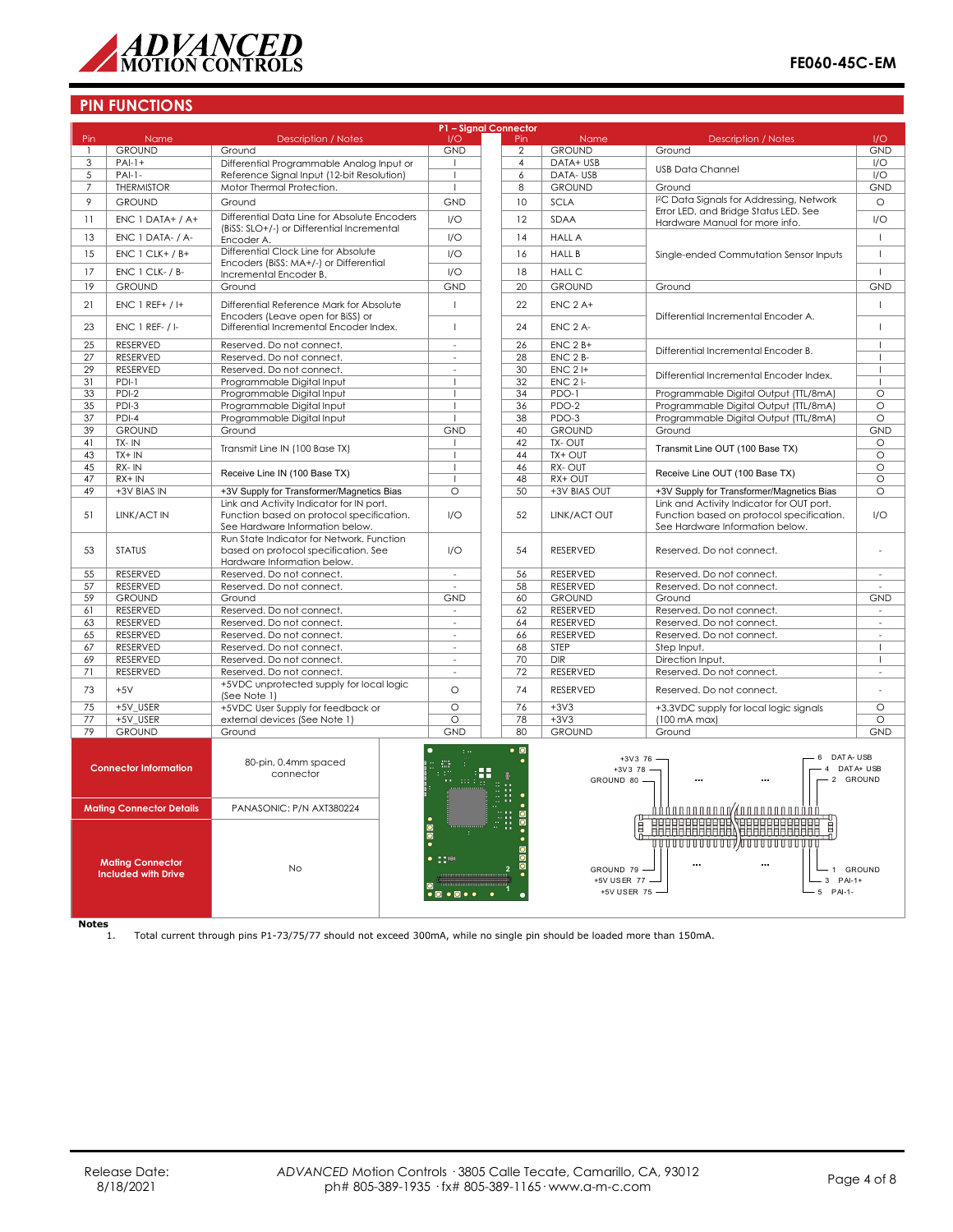## PIN FUNCTIONS

| P1 – Signal Connector | | | | | | | |
|---|---|---|---|---|---|---|---|
| Pin | Name | Description / Notes | I/O | Pin | Name | Description / Notes | I/O |
| 1 | GROUND | Ground | GND | 2 | GROUND | Ground | GND |
| 3 | PAI-1+ | Differential Programmable Analog Input or Reference Signal Input (12-bit Resolution) | I | 4 | DATA+ USB | USB Data Channel | I/O |
| 5 | PAI-1- | | I | 6 | DATA- USB | | I/O |
| 7 | THERMISTOR | Motor Thermal Protection. | I | 8 | GROUND | Ground | GND |
| 9 | GROUND | Ground | GND | 10 | SCLA | I²C Data Signals for Addressing, Network Error LED, and Bridge Status LED. See Hardware Manual for more info. | O |
| 11 | ENC 1 DATA+ / A+ | Differential Data Line for Absolute Encoders (BiSS: SLO+/-) or Differential Incremental Encoder A. | I/O | 12 | SDAA | | I/O |
| 13 | ENC 1 DATA- / A- | | I/O | 14 | HALL A | Single-ended Commutation Sensor Inputs | I |
| 15 | ENC 1 CLK+ / B+ | Differential Clock Line for Absolute Encoders (BiSS: MA+/-) or Differential Incremental Encoder B. | I/O | 16 | HALL B | | I |
| 17 | ENC 1 CLK- / B- | | I/O | 18 | HALL C | | I |
| 19 | GROUND | Ground | GND | 20 | GROUND | Ground | GND |
| 21 | ENC 1 REF+ / I+ | Differential Reference Mark for Absolute Encoders (Leave open for BiSS) or Differential Incremental Encoder Index. | I | 22 | ENC 2 A+ | Differential Incremental Encoder A. | I |
| 23 | ENC 1 REF- / I- | | I | 24 | ENC 2 A- | | I |
| 25 | RESERVED | Reserved. Do not connect. | - | 26 | ENC 2 B+ | Differential Incremental Encoder B. | I |
| 27 | RESERVED | Reserved. Do not connect. | - | 28 | ENC 2 B- | | I |
| 29 | RESERVED | Reserved. Do not connect. | - | 30 | ENC 2 I+ | Differential Incremental Encoder Index. | I |
| 31 | PDI-1 | Programmable Digital Input | I | 32 | ENC 2 I- | | I |
| 33 | PDI-2 | Programmable Digital Input | I | 34 | PDO-1 | Programmable Digital Output (TTL/8mA) | O |
| 35 | PDI-3 | Programmable Digital Input | I | 36 | PDO-2 | Programmable Digital Output (TTL/8mA) | O |
| 37 | PDI-4 | Programmable Digital Input | I | 38 | PDO-3 | Programmable Digital Output (TTL/8mA) | O |
| 39 | GROUND | Ground | GND | 40 | GROUND | Ground | GND |
| 41 | TX- IN | Transmit Line IN (100 Base TX) | I | 42 | TX- OUT | Transmit Line OUT (100 Base TX) | O |
| 43 | TX+ IN | | I | 44 | TX+ OUT | | O |
| 45 | RX- IN | Receive Line IN (100 Base TX) | I | 46 | RX- OUT | Receive Line OUT (100 Base TX) | O |
| 47 | RX+ IN | | I | 48 | RX+ OUT | | O |
| 49 | +3V BIAS IN | +3V Supply for Transformer/Magnetics Bias | O | 50 | +3V BIAS OUT | +3V Supply for Transformer/Magnetics Bias | O |
| 51 | LINK/ACT IN | Link and Activity Indicator for IN port. Function based on protocol specification. See Hardware Information below. | I/O | 52 | LINK/ACT OUT | Link and Activity Indicator for OUT port. Function based on protocol specification. See Hardware Information below. | I/O |
| 53 | STATUS | Run State Indicator for Network. Function based on protocol specification. See Hardware Information below. | I/O | 54 | RESERVED | Reserved. Do not connect. | - |
| 55 | RESERVED | Reserved. Do not connect. | - | 56 | RESERVED | Reserved. Do not connect. | - |
| 57 | RESERVED | Reserved. Do not connect. | - | 58 | RESERVED | Reserved. Do not connect. | - |
| 59 | GROUND | Ground | GND | 60 | GROUND | Ground | GND |
| 61 | RESERVED | Reserved. Do not connect. | - | 62 | RESERVED | Reserved. Do not connect. | - |
| 63 | RESERVED | Reserved. Do not connect. | - | 64 | RESERVED | Reserved. Do not connect. | - |
| 65 | RESERVED | Reserved. Do not connect. | - | 66 | RESERVED | Reserved. Do not connect. | - |
| 67 | RESERVED | Reserved. Do not connect. | - | 68 | STEP | Step Input. | I |
| 69 | RESERVED | Reserved. Do not connect. | - | 70 | DIR | Direction Input. | I |
| 71 | RESERVED | Reserved. Do not connect. | - | 72 | RESERVED | Reserved. Do not connect. | - |
| 73 | +5V | +5VDC unprotected supply for local logic (See Note 1) | O | 74 | RESERVED | Reserved. Do not connect. | - |
| 75 | +5V_USER | +5VDC User Supply for feedback or external devices (See Note 1) | O | 76 | +3V3 | +3.3VDC supply for local logic signals (100 mA max) | O |
| 77 | +5V_USER | | O | 78 | +3V3 | | O |
| 79 | GROUND | Ground | GND | 80 | GROUND | Ground | GND |

| | |
|---|---|
| **Connector Information** | 80-pin, 0.4mm spaced connector |
| **Mating Connector Details** | PANASONIC: P/N AXT380224 |
| **Mating Connector Included with Drive** | No |

**Notes**

1. Total current through pins P1-73/75/77 should not exceed 300mA, while no single pin should be loaded more than 150mA.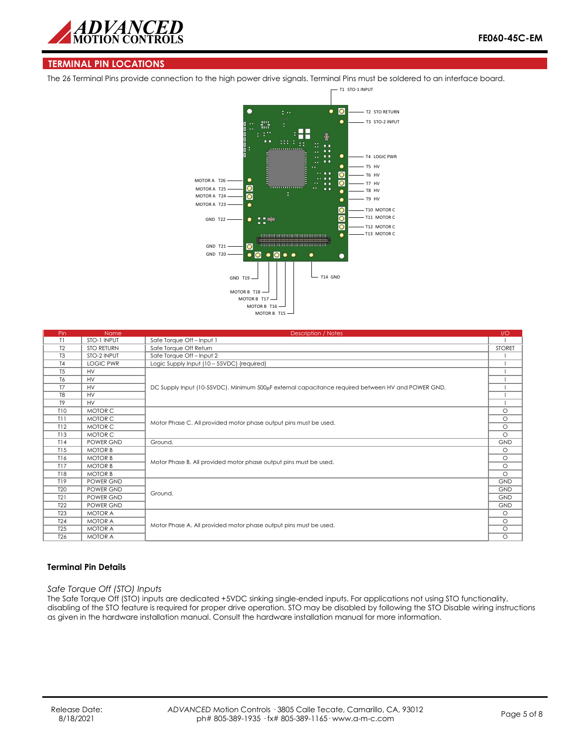## TERMINAL PIN LOCATIONS

The 26 Terminal Pins provide connection to the high power drive signals. Terminal Pins must be soldered to an interface board.

T1 STO-1 INPUT
T2 STO RETURN
T3 STO-2 INPUT
T4 LOGIC PWR
T5 HV
T6 HV
T7 HV
T8 HV
T9 HV
T10 MOTOR C
T11 MOTOR C
T12 MOTOR C
T13 MOTOR C
T14 GND
MOTOR A T26
MOTOR A T25
MOTOR A T24
MOTOR A T23
GND T22
GND T21
GND T20
GND T19
MOTOR B T18
MOTOR B T17
MOTOR B T16
MOTOR B T15

| Pin | Name | Description / Notes | I/O |
|---|---|---|---|
| T1 | STO-1 INPUT | Safe Torque Off – Input 1 | I |
| T2 | STO RETURN | Safe Torque Off Return | STORET |
| T3 | STO-2 INPUT | Safe Torque Off – Input 2 | I |
| T4 | LOGIC PWR | Logic Supply Input (10 – 55VDC) (required) | I |
| T5 | HV | DC Supply Input (10-55VDC). Minimum 500µF external capacitance required between HV and POWER GND. | I |
| T6 | HV | | I |
| T7 | HV | | I |
| T8 | HV | | I |
| T9 | HV | | I |
| T10 | MOTOR C | Motor Phase C. All provided motor phase output pins must be used. | O |
| T11 | MOTOR C | | O |
| T12 | MOTOR C | | O |
| T13 | MOTOR C | | O |
| T14 | POWER GND | Ground. | GND |
| T15 | MOTOR B | Motor Phase B. All provided motor phase output pins must be used. | O |
| T16 | MOTOR B | | O |
| T17 | MOTOR B | | O |
| T18 | MOTOR B | | O |
| T19 | POWER GND | Ground. | GND |
| T20 | POWER GND | | GND |
| T21 | POWER GND | | GND |
| T22 | POWER GND | | GND |
| T23 | MOTOR A | Motor Phase A. All provided motor phase output pins must be used. | O |
| T24 | MOTOR A | | O |
| T25 | MOTOR A | | O |
| T26 | MOTOR A | | O |

### Terminal Pin Details

*Safe Torque Off (STO) Inputs*

The Safe Torque Off (STO) inputs are dedicated +5VDC sinking single-ended inputs. For applications not using STO functionality, disabling of the STO feature is required for proper drive operation. STO may be disabled by following the STO Disable wiring instructions as given in the hardware installation manual. Consult the hardware installation manual for more information.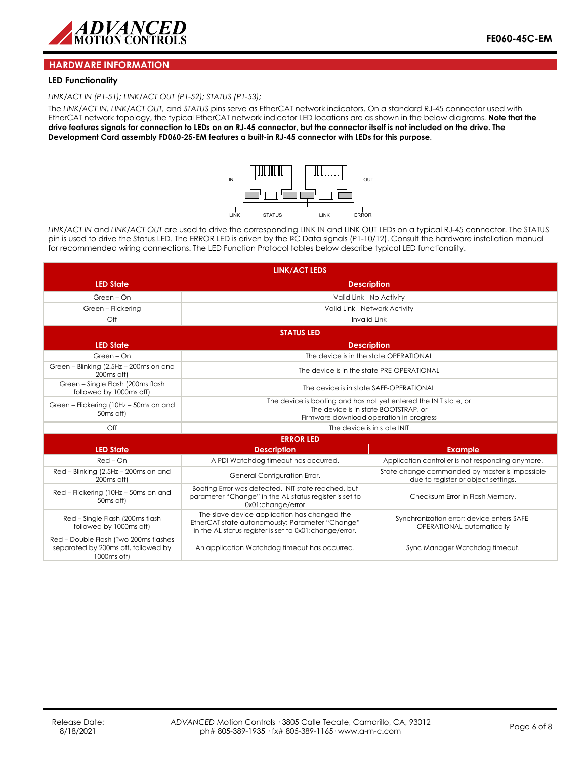## HARDWARE INFORMATION

### LED Functionality

*LINK/ACT IN (P1-51); LINK/ACT OUT (P1-52); STATUS (P1-53);*

The *LINK/ACT IN, LINK/ACT OUT,* and *STATUS* pins serve as EtherCAT network indicators. On a standard RJ-45 connector used with EtherCAT network topology, the typical EtherCAT network indicator LED locations are as shown in the below diagrams. **Note that the drive features signals for connection to LEDs on an RJ-45 connector, but the connector itself is not included on the drive. The Development Card assembly FD060-25-EM features a built-in RJ-45 connector with LEDs for this purpose**.

IN OUT

LINK STATUS LINK ERROR

*LINK/ACT IN* and *LINK/ACT OUT* are used to drive the corresponding LINK IN and LINK OUT LEDs on a typical RJ-45 connector. The STATUS pin is used to drive the Status LED. The ERROR LED is driven by the I²C Data signals (P1-10/12). Consult the hardware installation manual for recommended wiring connections. The LED Function Protocol tables below describe typical LED functionality.

| LINK/ACT LEDS | |
|---|---|
| **LED State** | **Description** |
| Green – On | Valid Link - No Activity |
| Green – Flickering | Valid Link - Network Activity |
| Off | Invalid Link |

| STATUS LED | |
|---|---|
| **LED State** | **Description** |
| Green – On | The device is in the state OPERATIONAL |
| Green – Blinking (2.5Hz – 200ms on and 200ms off) | The device is in the state PRE-OPERATIONAL |
| Green – Single Flash (200ms flash followed by 1000ms off) | The device is in state SAFE-OPERATIONAL |
| Green – Flickering (10Hz – 50ms on and 50ms off) | The device is booting and has not yet entered the INIT state, or The device is in state BOOTSTRAP, or Firmware download operation in progress |
| Off | The device is in state INIT |

| ERROR LED | | |
|---|---|---|
| **LED State** | **Description** | **Example** |
| Red – On | A PDI Watchdog timeout has occurred. | Application controller is not responding anymore. |
| Red – Blinking (2.5Hz – 200ms on and 200ms off) | General Configuration Error. | State change commanded by master is impossible due to register or object settings. |
| Red – Flickering (10Hz – 50ms on and 50ms off) | Booting Error was detected. INIT state reached, but parameter "Change" in the AL status register is set to 0x01:change/error | Checksum Error in Flash Memory. |
| Red – Single Flash (200ms flash followed by 1000ms off) | The slave device application has changed the EtherCAT state autonomously: Parameter "Change" in the AL status register is set to 0x01:change/error. | Synchronization error; device enters SAFE-OPERATIONAL automatically |
| Red – Double Flash (Two 200ms flashes separated by 200ms off, followed by 1000ms off) | An application Watchdog timeout has occurred. | Sync Manager Watchdog timeout. |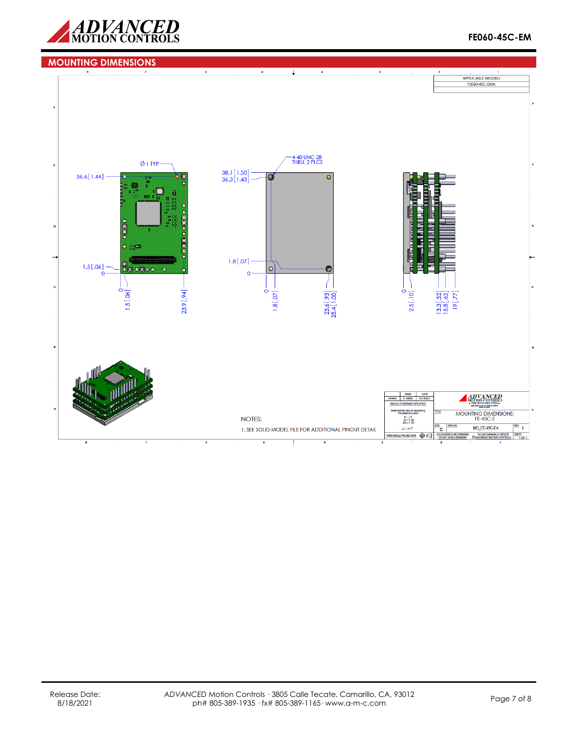## MOUNTING DIMENSIONS

APPLICABLE MODELS
FE060-45C-EMA

Ø1 TYP

36.6 [1.44]

1.5 [.06]

0

0

1.5 [.06]

23.9 [.94]

4-40 UNC-2B
THRU, 2 PLCS

38.1 [1.50]
36.3 [1.43]

1.8 [.07]

0

0

1.8 [.07]

23.6 [.93]
25.4 [1.00]

0

2.5 [.10]

13.3 [.52]
15.8 [.62]
19 [.77]

NOTES:

1. SEE SOLID MODEL FILE FOR ADDITIONAL PINOUT DETAIL

| | NAME | DATE |
|---|---|---|
| DRAWN | P. MEAD | 02/19/2021 |

UNLESS OTHERWISE SPECIFIED:

DIMENSIONS ARE IN MM [INCH]
TOLERANCES ARE:
X = ±.5
.X = ±.25
.XX = ±.127
∠ = ±.5°

THIRD ANGLE PROJECTION

TITLE: MOUNTING DIMENSIONS; FE-45C-E

SIZE: C | DWG NO.: MD_FE-45C-EA | REV: 1

SOLIDWORKS CAD DRAWING — DO NOT SCALE DRAWING | DO NOT MANUALLY UPDATE — ©ADVANCED MOTION CONTROLS | SHEET 1 OF 1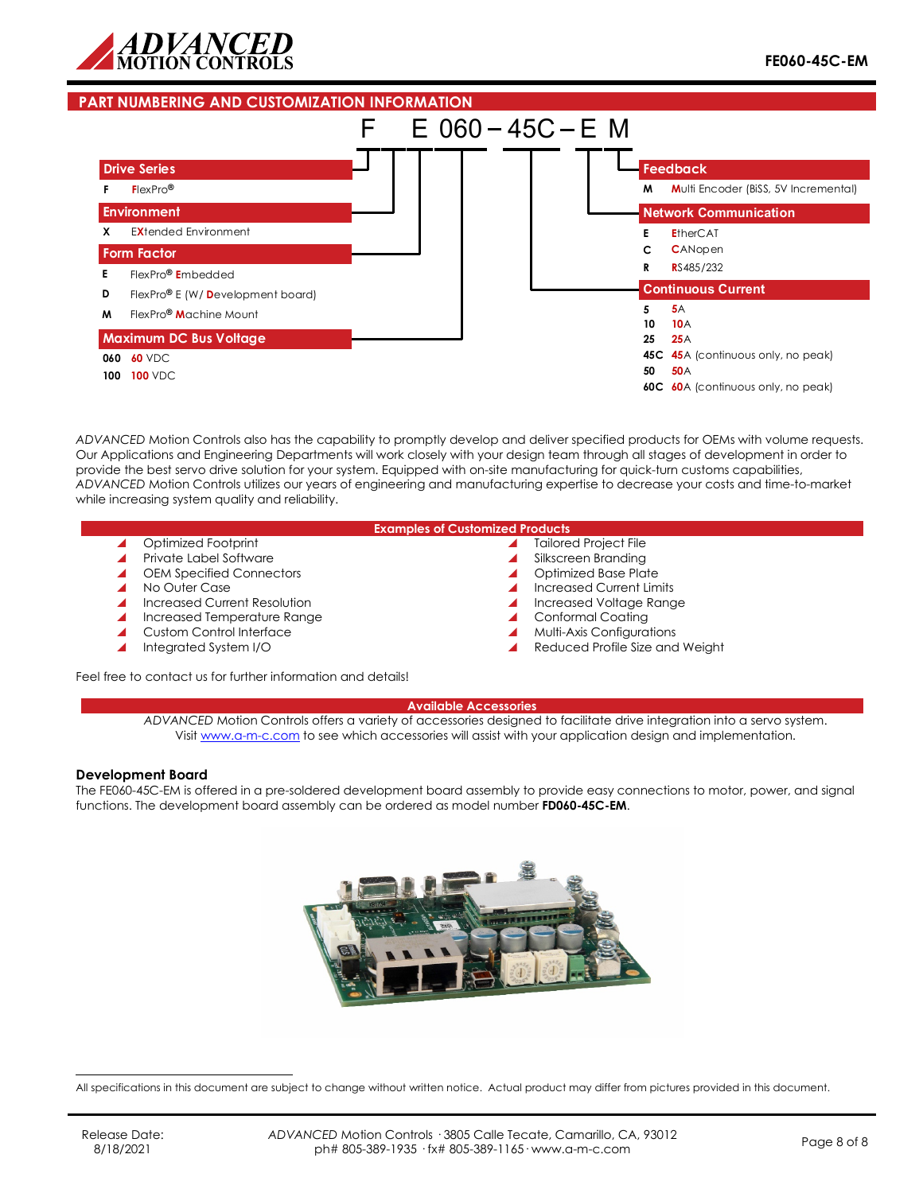## PART NUMBERING AND CUSTOMIZATION INFORMATION

F E 060 – 45C – E M

**Drive Series**

| | |
|---|---|
| F | FlexPro® |

**Environment**

| | |
|---|---|
| X | EXtended Environment |

**Form Factor**

| | |
|---|---|
| E | FlexPro® Embedded |
| D | FlexPro® E (W/ Development board) |
| M | FlexPro® Machine Mount |

**Maximum DC Bus Voltage**

| | |
|---|---|
| 060 | 60 VDC |
| 100 | 100 VDC |

**Feedback**

| | |
|---|---|
| M | Multi Encoder (BiSS, 5V Incremental) |

**Network Communication**

| | |
|---|---|
| E | EtherCAT |
| C | CANopen |
| R | RS485/232 |

**Continuous Current**

| | |
|---|---|
| 5 | 5A |
| 10 | 10A |
| 25 | 25A |
| 45C | 45A (continuous only, no peak) |
| 50 | 50A |
| 60C | 60A (continuous only, no peak) |

*ADVANCED* Motion Controls also has the capability to promptly develop and deliver specified products for OEMs with volume requests. Our Applications and Engineering Departments will work closely with your design team through all stages of development in order to provide the best servo drive solution for your system. Equipped with on-site manufacturing for quick-turn customs capabilities, *ADVANCED* Motion Controls utilizes our years of engineering and manufacturing expertise to decrease your costs and time-to-market while increasing system quality and reliability.

### Examples of Customized Products

- Optimized Footprint
- Private Label Software
- OEM Specified Connectors
- No Outer Case
- Increased Current Resolution
- Increased Temperature Range
- Custom Control Interface
- Integrated System I/O
- Tailored Project File
- Silkscreen Branding
- Optimized Base Plate
- Increased Current Limits
- Increased Voltage Range
- Conformal Coating
- Multi-Axis Configurations
- Reduced Profile Size and Weight

Feel free to contact us for further information and details!

### Available Accessories

*ADVANCED* Motion Controls offers a variety of accessories designed to facilitate drive integration into a servo system. Visit www.a-m-c.com to see which accessories will assist with your application design and implementation.

### Development Board

The FE060-45C-EM is offered in a pre-soldered development board assembly to provide easy connections to motor, power, and signal functions. The development board assembly can be ordered as model number **FD060-45C-EM**.

All specifications in this document are subject to change without notice. Actual product may differ from pictures provided in this document.